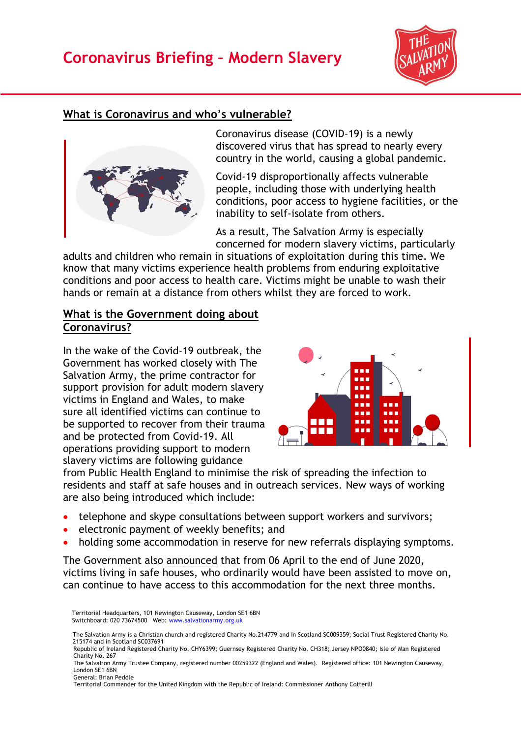# Coronavirus Briefing – Modern Slavery

## What is Coronavirus and who's vulnerable?

Coronavirus disease (COVID-19) is a newly discovered virus that has spread to nearly every country in the world, causing a global pandemic.

Covid-19 disproportionally affects vulnerable people, including those with underlying health conditions, poor access to hygiene facilities, or the inability to self-isolate from others.

As a result, The Salvation Army is especially concerned for modern slavery victims, particularly adults and children who remain in situations of exploitation during this time. We know that many victims experience health problems from enduring exploitative conditions and poor access to health care. Victims might be unable to wash their hands or remain at a distance from others whilst they are forced to work.

## What is the Government doing about Coronavirus?

In the wake of the Covid-19 outbreak, the Government has worked closely with The Salvation Army, the prime contractor for support provision for adult modern slavery victims in England and Wales, to make sure all identified victims can continue to be supported to recover from their trauma and be protected from Covid-19. All operations providing support to modern slavery victims are following guidance from Public Health England to minimise the risk of spreading the infection to residents and staff at safe houses and in outreach services. New ways of working are also being introduced which include:

- telephone and skype consultations between support workers and survivors;
- electronic payment of weekly benefits; and
- holding some accommodation in reserve for new referrals displaying symptoms.

The Government also announced that from 06 April to the end of June 2020, victims living in safe houses, who ordinarily would have been assisted to move on, can continue to have access to this accommodation for the next three months.

Territorial Headquarters, 101 Newington Causeway, London SE1 6BN
Switchboard: 020 73674500 Web: www.salvationarmy.org.uk

The Salvation Army is a Christian church and registered Charity No.214779 and in Scotland SC009359; Social Trust Registered Charity No. 215174 and in Scotland SC037691
Republic of Ireland Registered Charity No. CHY6399; Guernsey Registered Charity No. CH318; Jersey NPO0840; Isle of Man Registered Charity No. 267
The Salvation Army Trustee Company, registered number 00259322 (England and Wales). Registered office: 101 Newington Causeway, London SE1 6BN
General: Brian Peddle
Territorial Commander for the United Kingdom with the Republic of Ireland: Commissioner Anthony Cotterill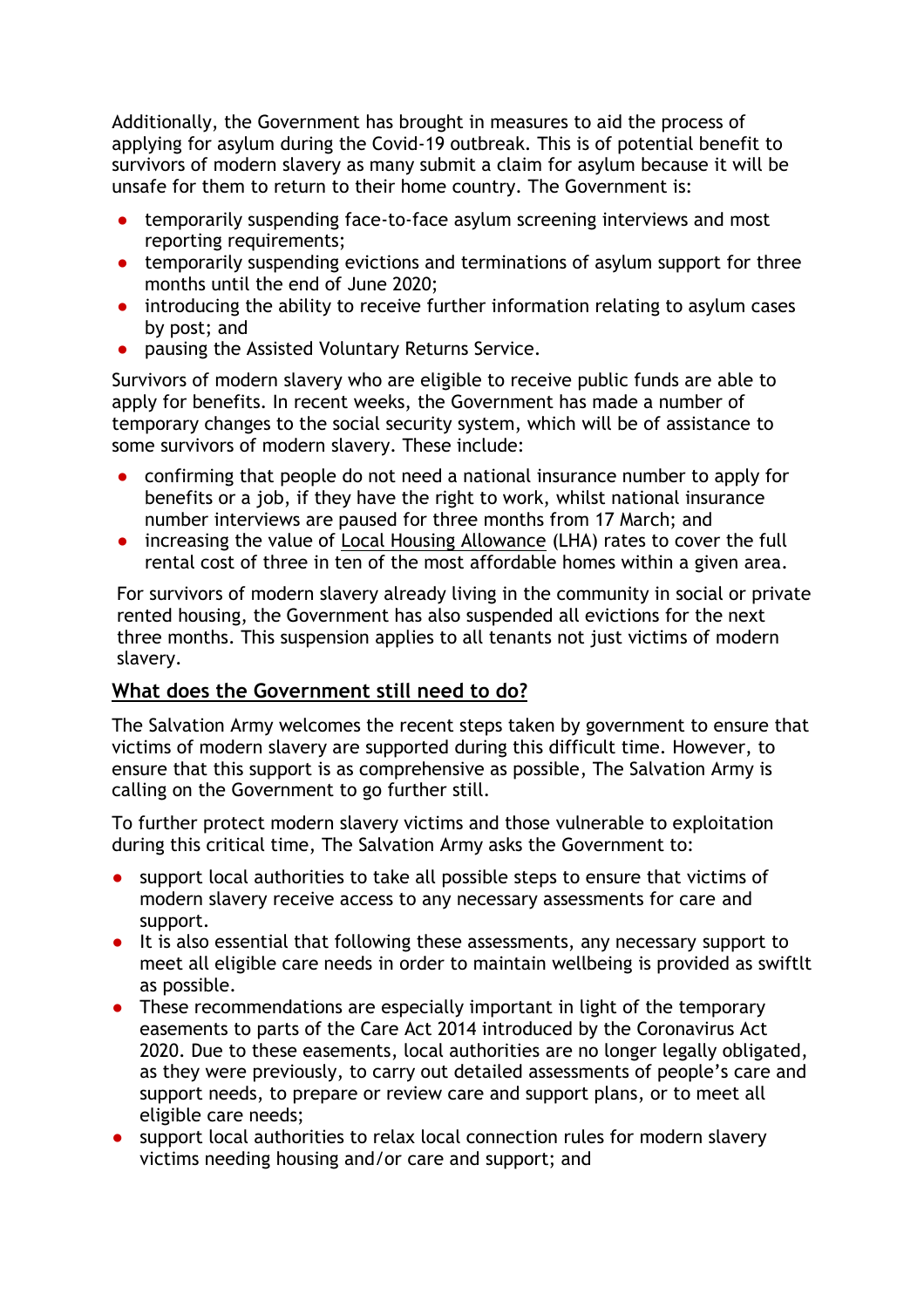Additionally, the Government has brought in measures to aid the process of applying for asylum during the Covid-19 outbreak. This is of potential benefit to survivors of modern slavery as many submit a claim for asylum because it will be unsafe for them to return to their home country. The Government is:

- temporarily suspending face-to-face asylum screening interviews and most reporting requirements;
- temporarily suspending evictions and terminations of asylum support for three months until the end of June 2020;
- introducing the ability to receive further information relating to asylum cases by post; and
- pausing the Assisted Voluntary Returns Service.

Survivors of modern slavery who are eligible to receive public funds are able to apply for benefits. In recent weeks, the Government has made a number of temporary changes to the social security system, which will be of assistance to some survivors of modern slavery. These include:

- confirming that people do not need a national insurance number to apply for benefits or a job, if they have the right to work, whilst national insurance number interviews are paused for three months from 17 March; and
- increasing the value of Local Housing Allowance (LHA) rates to cover the full rental cost of three in ten of the most affordable homes within a given area.

For survivors of modern slavery already living in the community in social or private rented housing, the Government has also suspended all evictions for the next three months. This suspension applies to all tenants not just victims of modern slavery.

## What does the Government still need to do?

The Salvation Army welcomes the recent steps taken by government to ensure that victims of modern slavery are supported during this difficult time. However, to ensure that this support is as comprehensive as possible, The Salvation Army is calling on the Government to go further still.

To further protect modern slavery victims and those vulnerable to exploitation during this critical time, The Salvation Army asks the Government to:

- support local authorities to take all possible steps to ensure that victims of modern slavery receive access to any necessary assessments for care and support.
- It is also essential that following these assessments, any necessary support to meet all eligible care needs in order to maintain wellbeing is provided as swiftlt as possible.
- These recommendations are especially important in light of the temporary easements to parts of the Care Act 2014 introduced by the Coronavirus Act 2020. Due to these easements, local authorities are no longer legally obligated, as they were previously, to carry out detailed assessments of people's care and support needs, to prepare or review care and support plans, or to meet all eligible care needs;
- support local authorities to relax local connection rules for modern slavery victims needing housing and/or care and support; and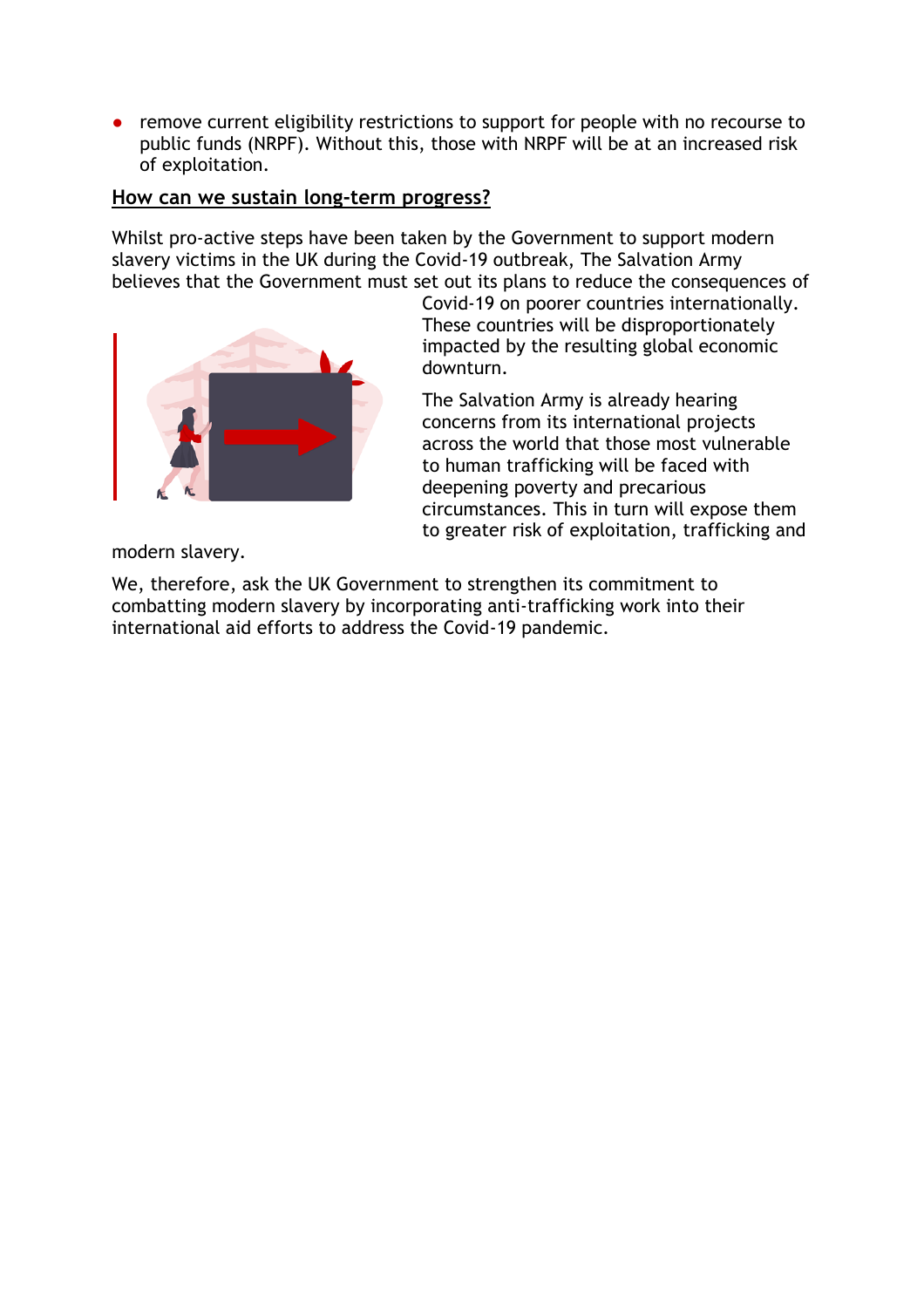- remove current eligibility restrictions to support for people with no recourse to public funds (NRPF). Without this, those with NRPF will be at an increased risk of exploitation.

## How can we sustain long-term progress?

Whilst pro-active steps have been taken by the Government to support modern slavery victims in the UK during the Covid-19 outbreak, The Salvation Army believes that the Government must set out its plans to reduce the consequences of Covid-19 on poorer countries internationally. These countries will be disproportionately impacted by the resulting global economic downturn.

The Salvation Army is already hearing concerns from its international projects across the world that those most vulnerable to human trafficking will be faced with deepening poverty and precarious circumstances. This in turn will expose them to greater risk of exploitation, trafficking and modern slavery.

We, therefore, ask the UK Government to strengthen its commitment to combatting modern slavery by incorporating anti-trafficking work into their international aid efforts to address the Covid-19 pandemic.